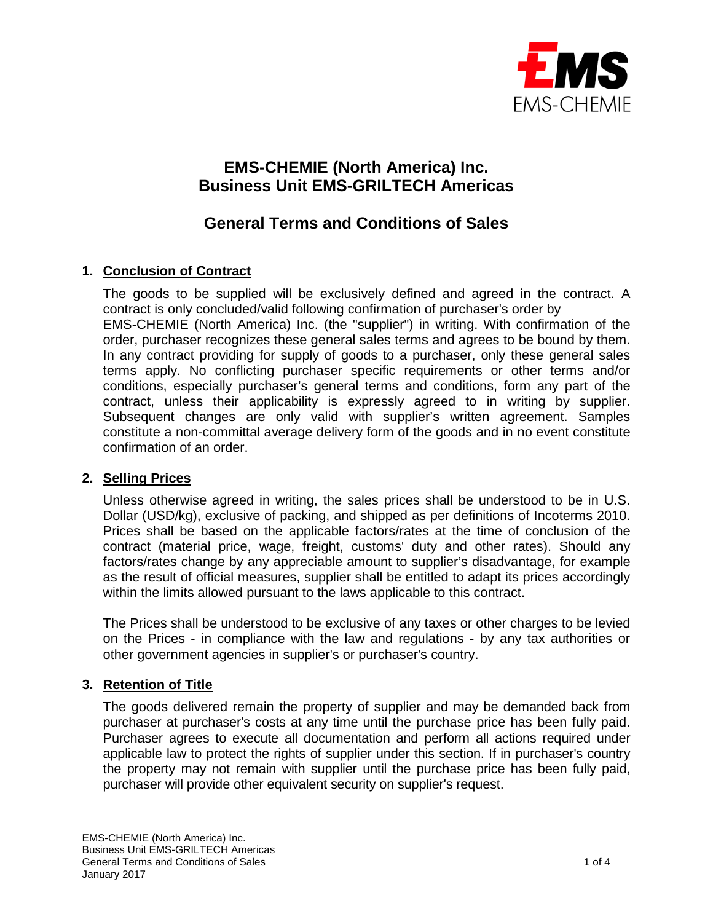EMS
EMS-CHEMIE

# EMS-CHEMIE (North America) Inc.
# Business Unit EMS-GRILTECH Americas

## General Terms and Conditions of Sales

### 1. Conclusion of Contract

The goods to be supplied will be exclusively defined and agreed in the contract. A contract is only concluded/valid following confirmation of purchaser's order by EMS-CHEMIE (North America) Inc. (the "supplier") in writing. With confirmation of the order, purchaser recognizes these general sales terms and agrees to be bound by them. In any contract providing for supply of goods to a purchaser, only these general sales terms apply. No conflicting purchaser specific requirements or other terms and/or conditions, especially purchaser's general terms and conditions, form any part of the contract, unless their applicability is expressly agreed to in writing by supplier. Subsequent changes are only valid with supplier's written agreement. Samples constitute a non-committal average delivery form of the goods and in no event constitute confirmation of an order.

### 2. Selling Prices

Unless otherwise agreed in writing, the sales prices shall be understood to be in U.S. Dollar (USD/kg), exclusive of packing, and shipped as per definitions of Incoterms 2010. Prices shall be based on the applicable factors/rates at the time of conclusion of the contract (material price, wage, freight, customs' duty and other rates). Should any factors/rates change by any appreciable amount to supplier's disadvantage, for example as the result of official measures, supplier shall be entitled to adapt its prices accordingly within the limits allowed pursuant to the laws applicable to this contract.

The Prices shall be understood to be exclusive of any taxes or other charges to be levied on the Prices - in compliance with the law and regulations - by any tax authorities or other government agencies in supplier's or purchaser's country.

### 3. Retention of Title

The goods delivered remain the property of supplier and may be demanded back from purchaser at purchaser's costs at any time until the purchase price has been fully paid. Purchaser agrees to execute all documentation and perform all actions required under applicable law to protect the rights of supplier under this section. If in purchaser's country the property may not remain with supplier until the purchase price has been fully paid, purchaser will provide other equivalent security on supplier's request.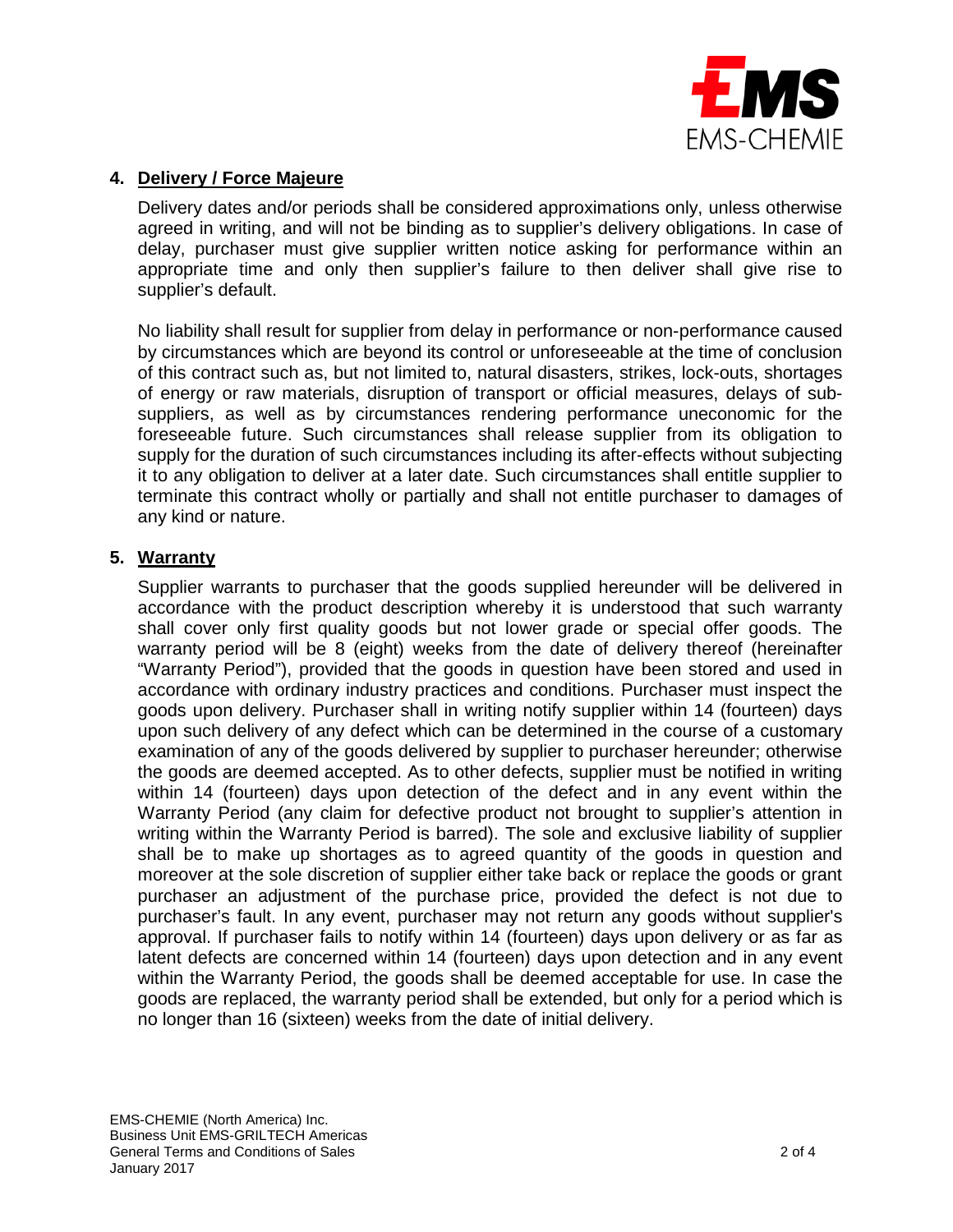## 4. Delivery / Force Majeure

Delivery dates and/or periods shall be considered approximations only, unless otherwise agreed in writing, and will not be binding as to supplier's delivery obligations. In case of delay, purchaser must give supplier written notice asking for performance within an appropriate time and only then supplier's failure to then deliver shall give rise to supplier's default.

No liability shall result for supplier from delay in performance or non-performance caused by circumstances which are beyond its control or unforeseeable at the time of conclusion of this contract such as, but not limited to, natural disasters, strikes, lock-outs, shortages of energy or raw materials, disruption of transport or official measures, delays of sub-suppliers, as well as by circumstances rendering performance uneconomic for the foreseeable future. Such circumstances shall release supplier from its obligation to supply for the duration of such circumstances including its after-effects without subjecting it to any obligation to deliver at a later date. Such circumstances shall entitle supplier to terminate this contract wholly or partially and shall not entitle purchaser to damages of any kind or nature.

## 5. Warranty

Supplier warrants to purchaser that the goods supplied hereunder will be delivered in accordance with the product description whereby it is understood that such warranty shall cover only first quality goods but not lower grade or special offer goods. The warranty period will be 8 (eight) weeks from the date of delivery thereof (hereinafter "Warranty Period"), provided that the goods in question have been stored and used in accordance with ordinary industry practices and conditions. Purchaser must inspect the goods upon delivery. Purchaser shall in writing notify supplier within 14 (fourteen) days upon such delivery of any defect which can be determined in the course of a customary examination of any of the goods delivered by supplier to purchaser hereunder; otherwise the goods are deemed accepted. As to other defects, supplier must be notified in writing within 14 (fourteen) days upon detection of the defect and in any event within the Warranty Period (any claim for defective product not brought to supplier's attention in writing within the Warranty Period is barred). The sole and exclusive liability of supplier shall be to make up shortages as to agreed quantity of the goods in question and moreover at the sole discretion of supplier either take back or replace the goods or grant purchaser an adjustment of the purchase price, provided the defect is not due to purchaser's fault. In any event, purchaser may not return any goods without supplier's approval. If purchaser fails to notify within 14 (fourteen) days upon delivery or as far as latent defects are concerned within 14 (fourteen) days upon detection and in any event within the Warranty Period, the goods shall be deemed acceptable for use. In case the goods are replaced, the warranty period shall be extended, but only for a period which is no longer than 16 (sixteen) weeks from the date of initial delivery.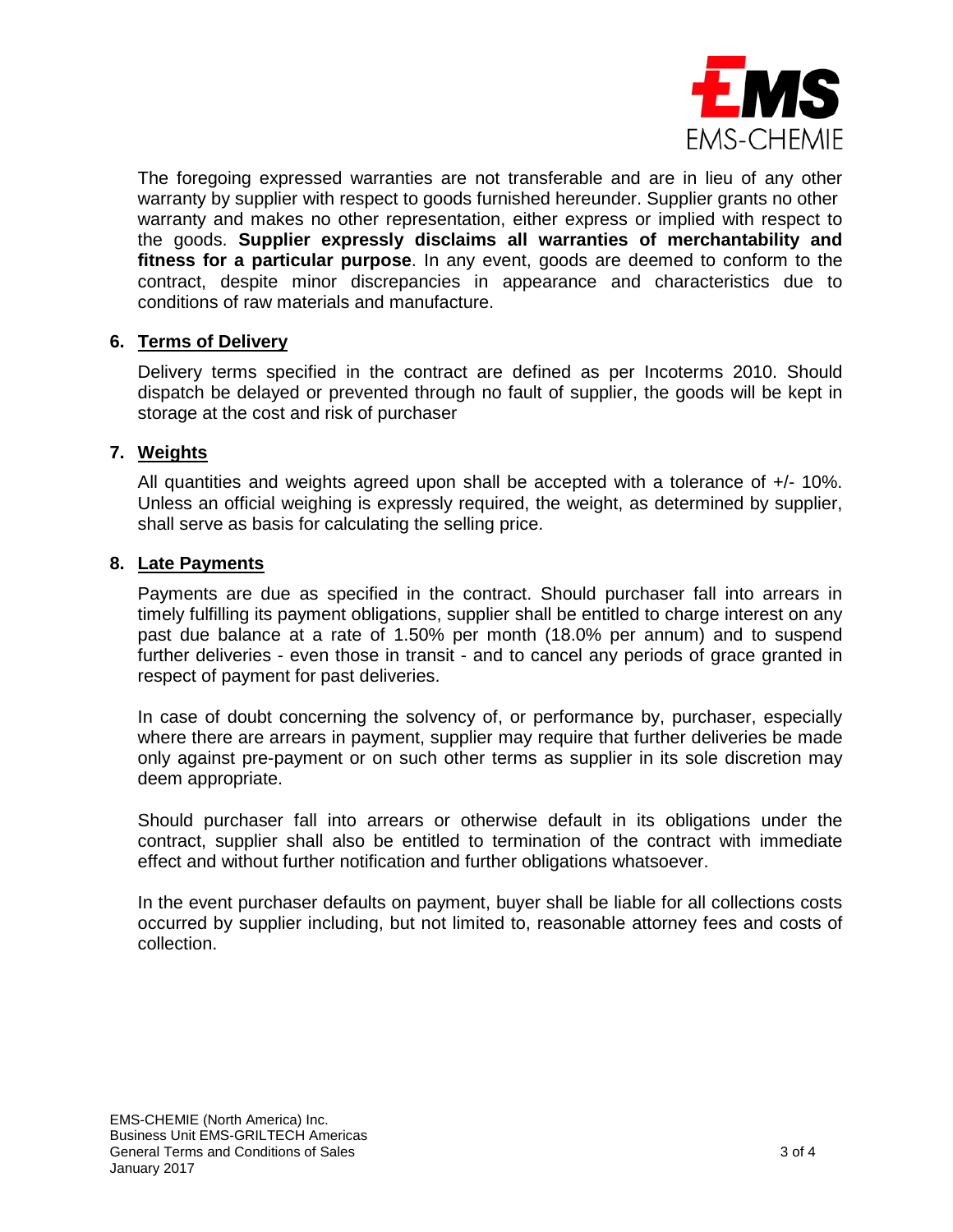The foregoing expressed warranties are not transferable and are in lieu of any other warranty by supplier with respect to goods furnished hereunder. Supplier grants no other warranty and makes no other representation, either express or implied with respect to the goods. **Supplier expressly disclaims all warranties of merchantability and fitness for a particular purpose**. In any event, goods are deemed to conform to the contract, despite minor discrepancies in appearance and characteristics due to conditions of raw materials and manufacture.

## 6. Terms of Delivery

Delivery terms specified in the contract are defined as per Incoterms 2010. Should dispatch be delayed or prevented through no fault of supplier, the goods will be kept in storage at the cost and risk of purchaser

## 7. Weights

All quantities and weights agreed upon shall be accepted with a tolerance of +/- 10%. Unless an official weighing is expressly required, the weight, as determined by supplier, shall serve as basis for calculating the selling price.

## 8. Late Payments

Payments are due as specified in the contract. Should purchaser fall into arrears in timely fulfilling its payment obligations, supplier shall be entitled to charge interest on any past due balance at a rate of 1.50% per month (18.0% per annum) and to suspend further deliveries - even those in transit - and to cancel any periods of grace granted in respect of payment for past deliveries.

In case of doubt concerning the solvency of, or performance by, purchaser, especially where there are arrears in payment, supplier may require that further deliveries be made only against pre-payment or on such other terms as supplier in its sole discretion may deem appropriate.

Should purchaser fall into arrears or otherwise default in its obligations under the contract, supplier shall also be entitled to termination of the contract with immediate effect and without further notification and further obligations whatsoever.

In the event purchaser defaults on payment, buyer shall be liable for all collections costs occurred by supplier including, but not limited to, reasonable attorney fees and costs of collection.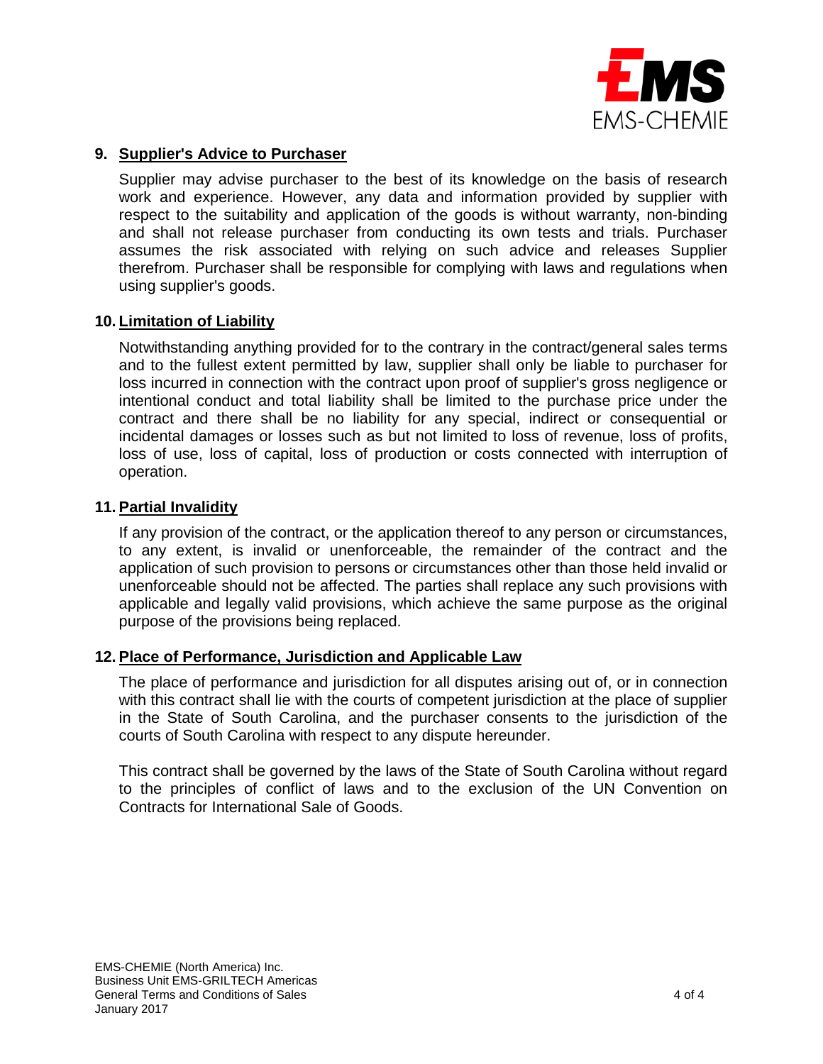## 9. Supplier's Advice to Purchaser

Supplier may advise purchaser to the best of its knowledge on the basis of research work and experience. However, any data and information provided by supplier with respect to the suitability and application of the goods is without warranty, non-binding and shall not release purchaser from conducting its own tests and trials. Purchaser assumes the risk associated with relying on such advice and releases Supplier therefrom. Purchaser shall be responsible for complying with laws and regulations when using supplier's goods.

## 10. Limitation of Liability

Notwithstanding anything provided for to the contrary in the contract/general sales terms and to the fullest extent permitted by law, supplier shall only be liable to purchaser for loss incurred in connection with the contract upon proof of supplier's gross negligence or intentional conduct and total liability shall be limited to the purchase price under the contract and there shall be no liability for any special, indirect or consequential or incidental damages or losses such as but not limited to loss of revenue, loss of profits, loss of use, loss of capital, loss of production or costs connected with interruption of operation.

## 11. Partial Invalidity

If any provision of the contract, or the application thereof to any person or circumstances, to any extent, is invalid or unenforceable, the remainder of the contract and the application of such provision to persons or circumstances other than those held invalid or unenforceable should not be affected. The parties shall replace any such provisions with applicable and legally valid provisions, which achieve the same purpose as the original purpose of the provisions being replaced.

## 12. Place of Performance, Jurisdiction and Applicable Law

The place of performance and jurisdiction for all disputes arising out of, or in connection with this contract shall lie with the courts of competent jurisdiction at the place of supplier in the State of South Carolina, and the purchaser consents to the jurisdiction of the courts of South Carolina with respect to any dispute hereunder.

This contract shall be governed by the laws of the State of South Carolina without regard to the principles of conflict of laws and to the exclusion of the UN Convention on Contracts for International Sale of Goods.